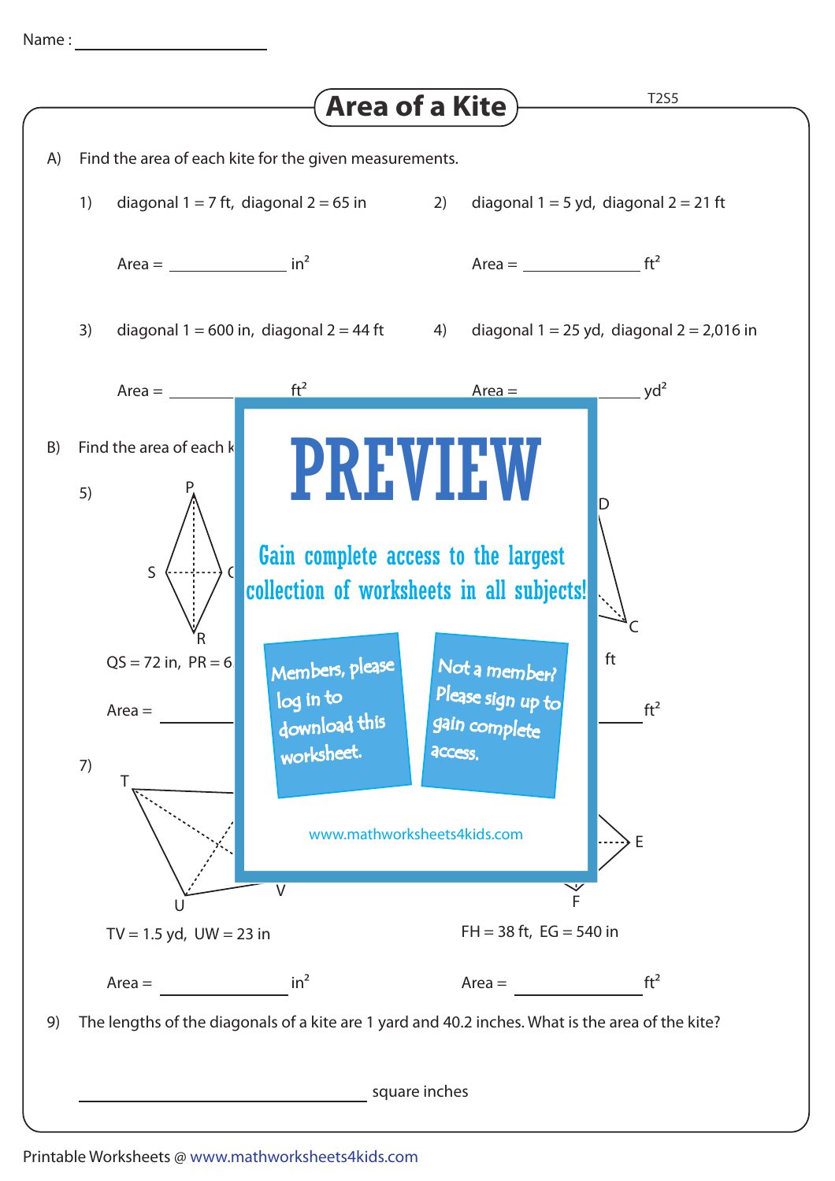Name : ____________________

# Area of a Kite

A) Find the area of each kite for the given measurements.

1) diagonal 1 = 7 ft, diagonal 2 = 65 in

Area = ______________ $in^2$

2) diagonal 1 = 5 yd, diagonal 2 = 21 ft

Area = ______________ $ft^2$

3) diagonal 1 = 600 in, diagonal 2 = 44 ft

Area = ______________ $ft^2$

4) diagonal 1 = 25 yd, diagonal 2 = 2,016 in

Area = ______________ $yd^2$

B) Find the area of each k

5)

QS = 72 in, PR = 6

Area = ______________

ft

Area = ______________ $ft^2$

7)

TV = 1.5 yd, UW = 23 in

Area = ______________ $in^2$

FH = 38 ft, EG = 540 in

Area = ______________ $ft^2$

9) The lengths of the diagonals of a kite are 1 yard and 40.2 inches. What is the area of the kite?

______________________________ square inches

PREVIEW

Gain complete access to the largest collection of worksheets in all subjects!

Members, please log in to download this worksheet.

Not a member? Please sign up to gain complete access.

www.mathworksheets4kids.com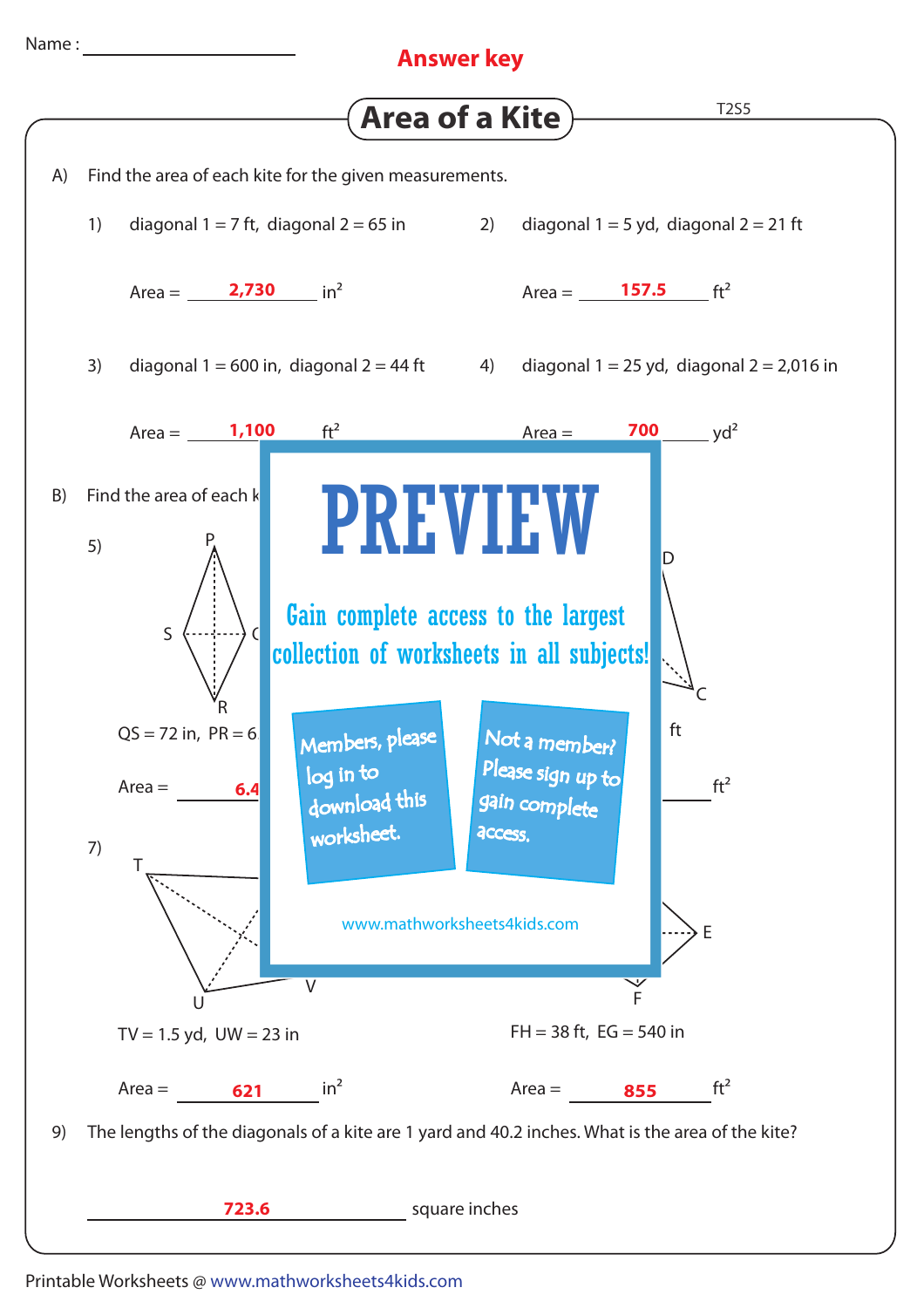Name :

**Answer key**

# Area of a Kite

T2S5

A) Find the area of each kite for the given measurements.

1) diagonal 1 = 7 ft, diagonal 2 = 65 in

Area = **2,730** $in^2$

2) diagonal 1 = 5 yd, diagonal 2 = 21 ft

Area = **157.5** $ft^2$

3) diagonal 1 = 600 in, diagonal 2 = 44 ft

Area = **1,100** $ft^2$

4) diagonal 1 = 25 yd, diagonal 2 = 2,016 in

Area = **700** $yd^2$

B) Find the area of each k

5)

P

S

Q

R

QS = 72 in, PR = 6.

Area = **6.4**

D

C

ft

$ft^2$

7)

T

U

V

TV = 1.5 yd, UW = 23 in

Area = **621** $in^2$

E

F

FH = 38 ft, EG = 540 in

Area = **855** $ft^2$

PREVIEW

Gain complete access to the largest collection of worksheets in all subjects!

Members, please log in to download this worksheet.

Not a member? Please sign up to gain complete access.

www.mathworksheets4kids.com

9) The lengths of the diagonals of a kite are 1 yard and 40.2 inches. What is the area of the kite?

**723.6** square inches

Printable Worksheets @ www.mathworksheets4kids.com